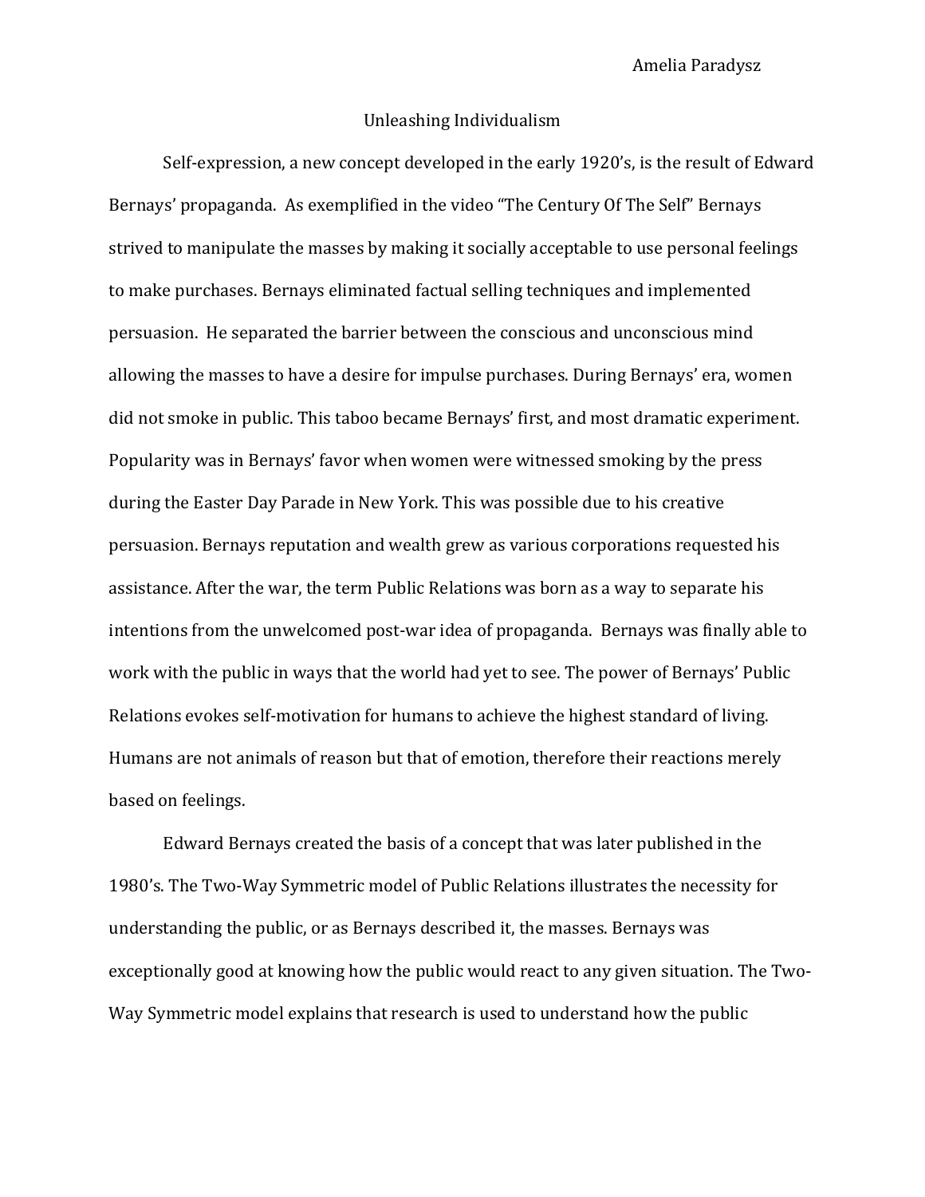Amelia Paradysz

# Unleashing Individualism

Self-expression, a new concept developed in the early 1920's, is the result of Edward Bernays' propaganda. As exemplified in the video "The Century Of The Self" Bernays strived to manipulate the masses by making it socially acceptable to use personal feelings to make purchases. Bernays eliminated factual selling techniques and implemented persuasion. He separated the barrier between the conscious and unconscious mind allowing the masses to have a desire for impulse purchases. During Bernays' era, women did not smoke in public. This taboo became Bernays' first, and most dramatic experiment. Popularity was in Bernays' favor when women were witnessed smoking by the press during the Easter Day Parade in New York. This was possible due to his creative persuasion. Bernays reputation and wealth grew as various corporations requested his assistance. After the war, the term Public Relations was born as a way to separate his intentions from the unwelcomed post-war idea of propaganda. Bernays was finally able to work with the public in ways that the world had yet to see. The power of Bernays' Public Relations evokes self-motivation for humans to achieve the highest standard of living. Humans are not animals of reason but that of emotion, therefore their reactions merely based on feelings.

Edward Bernays created the basis of a concept that was later published in the 1980's. The Two-Way Symmetric model of Public Relations illustrates the necessity for understanding the public, or as Bernays described it, the masses. Bernays was exceptionally good at knowing how the public would react to any given situation. The Two-Way Symmetric model explains that research is used to understand how the public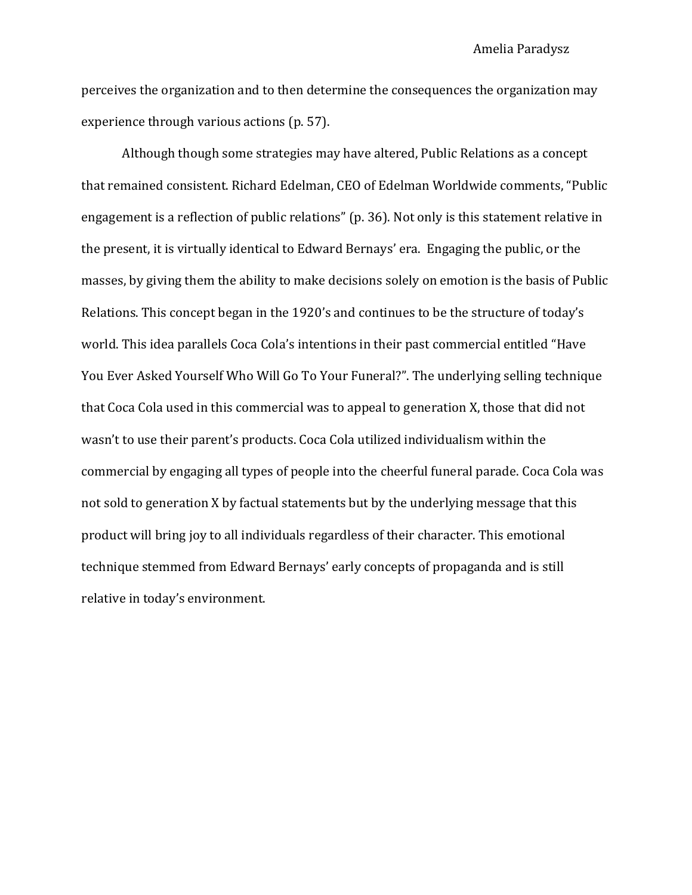perceives the organization and to then determine the consequences the organization may experience through various actions (p. 57).

Although though some strategies may have altered, Public Relations as a concept that remained consistent. Richard Edelman, CEO of Edelman Worldwide comments, "Public engagement is a reflection of public relations" (p. 36). Not only is this statement relative in the present, it is virtually identical to Edward Bernays' era. Engaging the public, or the masses, by giving them the ability to make decisions solely on emotion is the basis of Public Relations. This concept began in the 1920's and continues to be the structure of today's world. This idea parallels Coca Cola's intentions in their past commercial entitled "Have You Ever Asked Yourself Who Will Go To Your Funeral?". The underlying selling technique that Coca Cola used in this commercial was to appeal to generation X, those that did not wasn't to use their parent's products. Coca Cola utilized individualism within the commercial by engaging all types of people into the cheerful funeral parade. Coca Cola was not sold to generation X by factual statements but by the underlying message that this product will bring joy to all individuals regardless of their character. This emotional technique stemmed from Edward Bernays' early concepts of propaganda and is still relative in today's environment.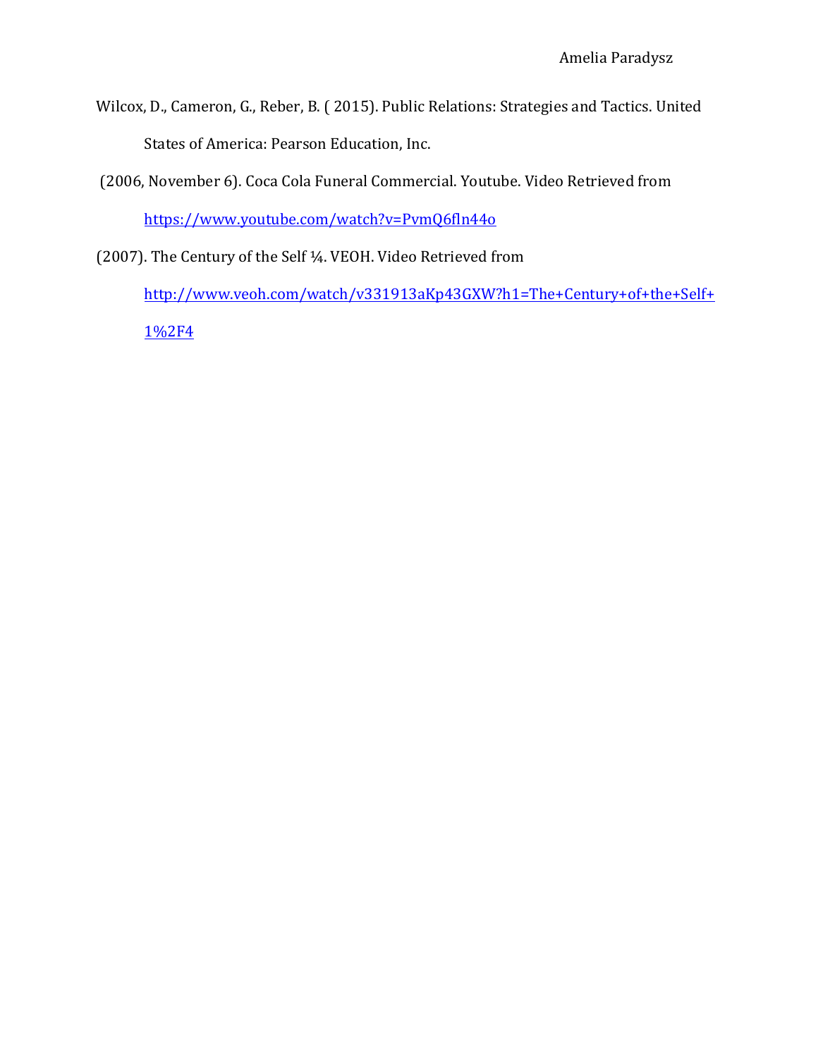Wilcox, D., Cameron, G., Reber, B. ( 2015). Public Relations: Strategies and Tactics. United States of America: Pearson Education, Inc.

(2006, November 6). Coca Cola Funeral Commercial. Youtube. Video Retrieved from https://www.youtube.com/watch?v=PvmQ6fln44o

(2007). The Century of the Self ¼. VEOH. Video Retrieved from http://www.veoh.com/watch/v331913aKp43GXW?h1=The+Century+of+the+Self+1%2F4